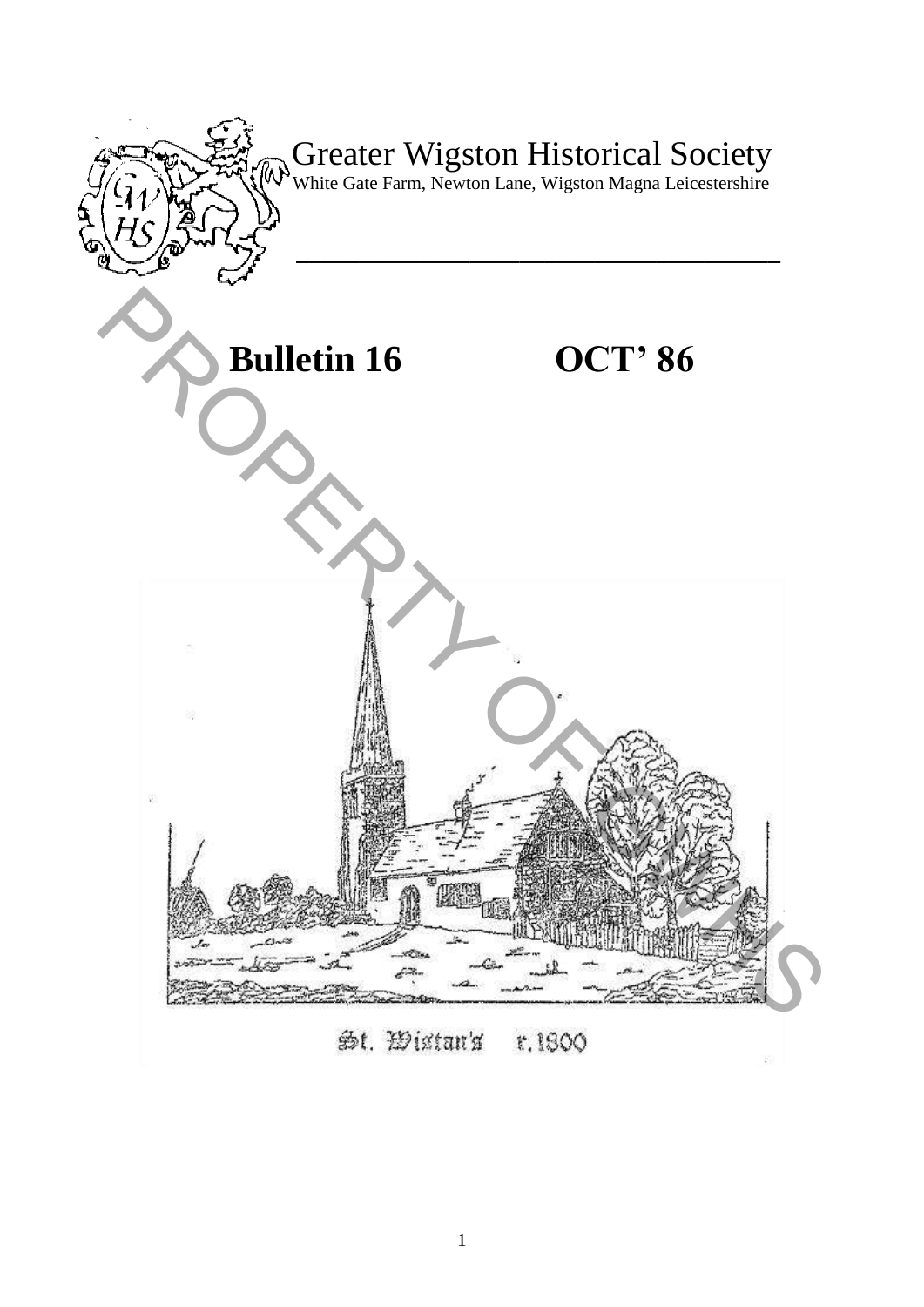# Greater Wigston Historical Society

White Gate Farm, Newton Lane, Wigston Magna Leicestershire

## Bulletin 16 OCT' 86

St. Wistan's c.1800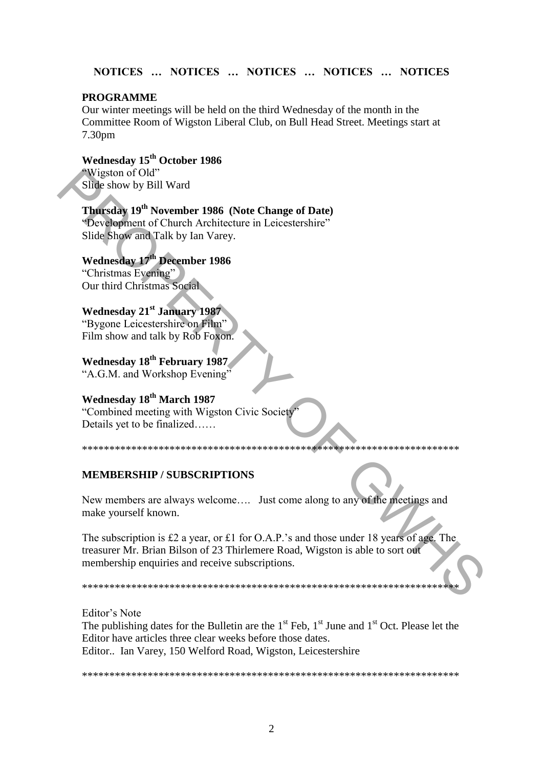**NOTICES … NOTICES … NOTICES … NOTICES … NOTICES**

## PROGRAMME

Our winter meetings will be held on the third Wednesday of the month in the Committee Room of Wigston Liberal Club, on Bull Head Street. Meetings start at 7.30pm

**Wednesday 15th October 1986**
"Wigston of Old"
Slide show by Bill Ward

**Thursday 19th November 1986 (Note Change of Date)**
"Development of Church Architecture in Leicestershire"
Slide Show and Talk by Ian Varey.

**Wednesday 17th December 1986**
"Christmas Evening"
Our third Christmas Social

**Wednesday 21st January 1987**
"Bygone Leicestershire on Film"
Film show and talk by Rob Foxon.

**Wednesday 18th February 1987**
"A.G.M. and Workshop Evening"

**Wednesday 18th March 1987**
"Combined meeting with Wigston Civic Society"
Details yet to be finalized……

************************************************************************

## MEMBERSHIP / SUBSCRIPTIONS

New members are always welcome…. Just come along to any of the meetings and make yourself known.

The subscription is £2 a year, or £1 for O.A.P.'s and those under 18 years of age. The treasurer Mr. Brian Bilson of 23 Thirlemere Road, Wigston is able to sort out membership enquiries and receive subscriptions.

************************************************************************

Editor's Note
The publishing dates for the Bulletin are the 1st Feb, 1st June and 1st Oct. Please let the Editor have articles three clear weeks before those dates.
Editor.. Ian Varey, 150 Welford Road, Wigston, Leicestershire

************************************************************************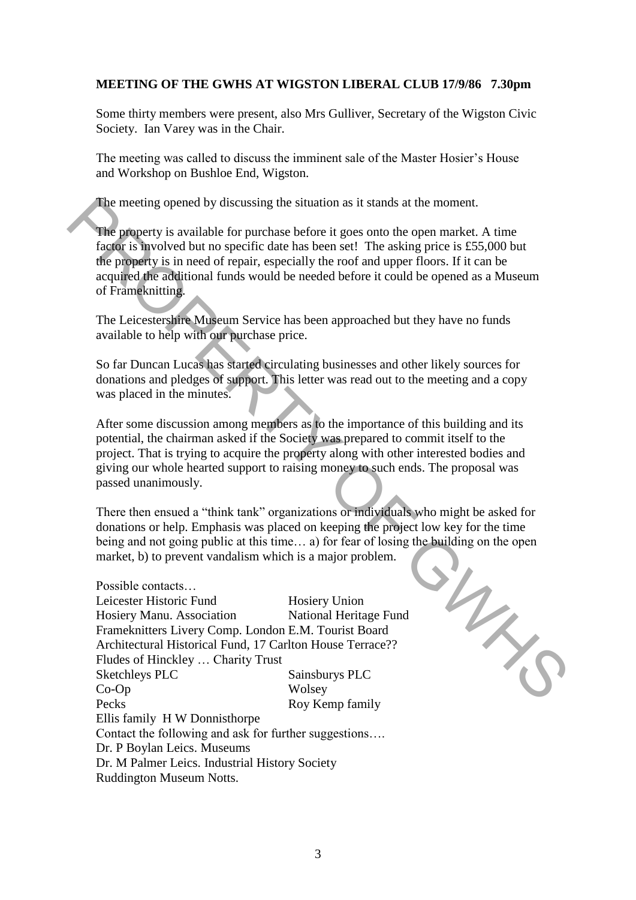**MEETING OF THE GWHS AT WIGSTON LIBERAL CLUB 17/9/86 7.30pm**

Some thirty members were present, also Mrs Gulliver, Secretary of the Wigston Civic Society. Ian Varey was in the Chair.

The meeting was called to discuss the imminent sale of the Master Hosier's House and Workshop on Bushloe End, Wigston.

The meeting opened by discussing the situation as it stands at the moment.

The property is available for purchase before it goes onto the open market. A time factor is involved but no specific date has been set! The asking price is £55,000 but the property is in need of repair, especially the roof and upper floors. If it can be acquired the additional funds would be needed before it could be opened as a Museum of Frameknitting.

The Leicestershire Museum Service has been approached but they have no funds available to help with our purchase price.

So far Duncan Lucas has started circulating businesses and other likely sources for donations and pledges of support. This letter was read out to the meeting and a copy was placed in the minutes.

After some discussion among members as to the importance of this building and its potential, the chairman asked if the Society was prepared to commit itself to the project. That is trying to acquire the property along with other interested bodies and giving our whole hearted support to raising money to such ends. The proposal was passed unanimously.

There then ensued a "think tank" organizations or individuals who might be asked for donations or help. Emphasis was placed on keeping the project low key for the time being and not going public at this time… a) for fear of losing the building on the open market, b) to prevent vandalism which is a major problem.

Possible contacts…
Leicester Historic Fund    Hosiery Union
Hosiery Manu. Association    National Heritage Fund
Frameknitters Livery Comp. London E.M. Tourist Board
Architectural Historical Fund, 17 Carlton House Terrace??
Fludes of Hinckley … Charity Trust
Sketchleys PLC    Sainsburys PLC
Co-Op    Wolsey
Pecks    Roy Kemp family
Ellis family H W Donnisthorpe
Contact the following and ask for further suggestions….
Dr. P Boylan Leics. Museums
Dr. M Palmer Leics. Industrial History Society
Ruddington Museum Notts.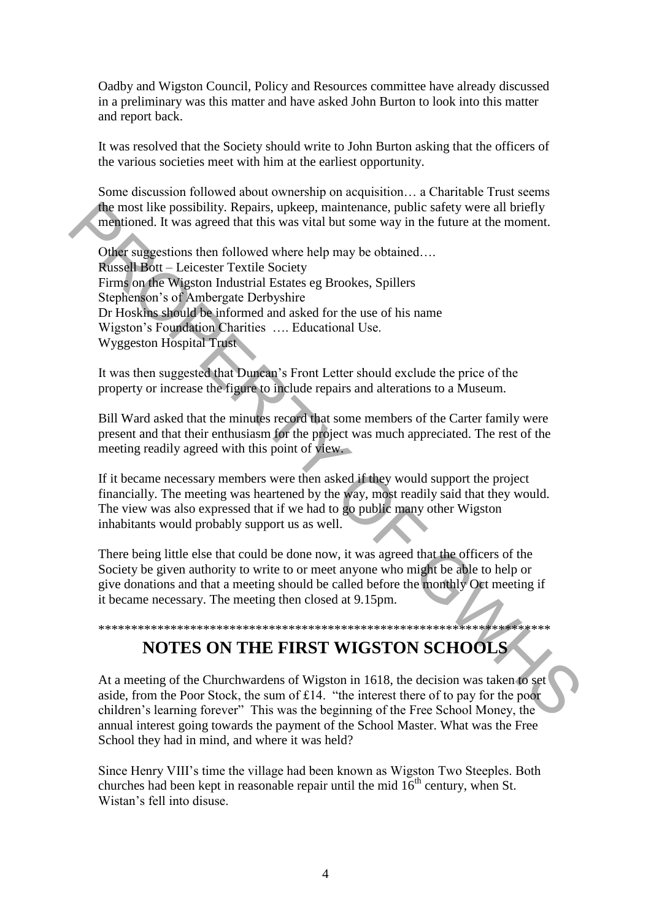Oadby and Wigston Council, Policy and Resources committee have already discussed in a preliminary was this matter and have asked John Burton to look into this matter and report back.

It was resolved that the Society should write to John Burton asking that the officers of the various societies meet with him at the earliest opportunity.

Some discussion followed about ownership on acquisition… a Charitable Trust seems the most like possibility. Repairs, upkeep, maintenance, public safety were all briefly mentioned. It was agreed that this was vital but some way in the future at the moment.

Other suggestions then followed where help may be obtained….
Russell Bott – Leicester Textile Society
Firms on the Wigston Industrial Estates eg Brookes, Spillers
Stephenson's of Ambergate Derbyshire
Dr Hoskins should be informed and asked for the use of his name
Wigston's Foundation Charities …. Educational Use.
Wyggeston Hospital Trust

It was then suggested that Duncan's Front Letter should exclude the price of the property or increase the figure to include repairs and alterations to a Museum.

Bill Ward asked that the minutes record that some members of the Carter family were present and that their enthusiasm for the project was much appreciated. The rest of the meeting readily agreed with this point of view.

If it became necessary members were then asked if they would support the project financially. The meeting was heartened by the way, most readily said that they would. The view was also expressed that if we had to go public many other Wigston inhabitants would probably support us as well.

There being little else that could be done now, it was agreed that the officers of the Society be given authority to write to or meet anyone who might be able to help or give donations and that a meeting should be called before the monthly Oct meeting if it became necessary. The meeting then closed at 9.15pm.

**********************************************************************

# NOTES ON THE FIRST WIGSTON SCHOOLS

At a meeting of the Churchwardens of Wigston in 1618, the decision was taken to set aside, from the Poor Stock, the sum of £14. "the interest there of to pay for the poor children's learning forever" This was the beginning of the Free School Money, the annual interest going towards the payment of the School Master. What was the Free School they had in mind, and where it was held?

Since Henry VIII's time the village had been known as Wigston Two Steeples. Both churches had been kept in reasonable repair until the mid 16th century, when St. Wistan's fell into disuse.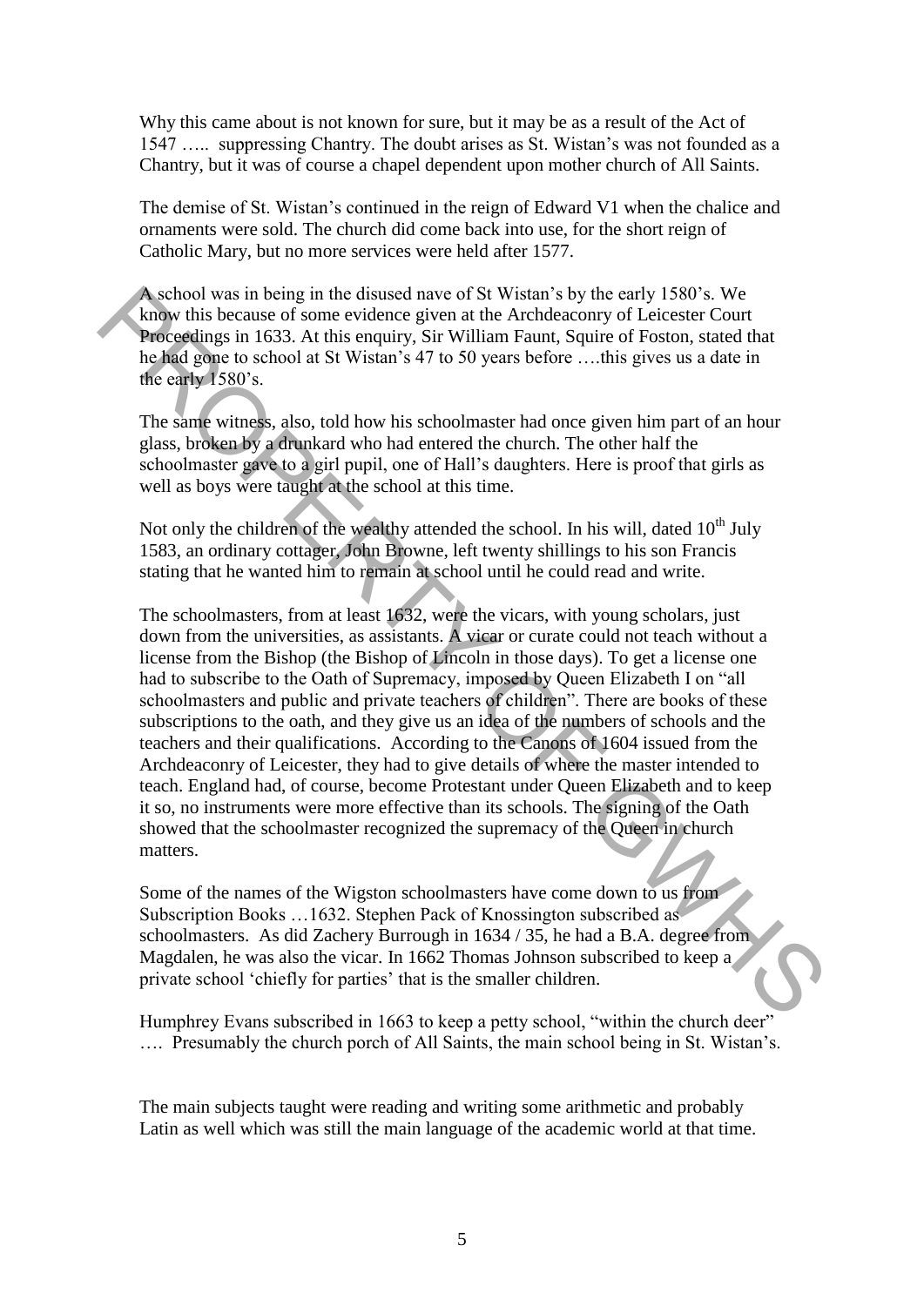Why this came about is not known for sure, but it may be as a result of the Act of 1547 ….. suppressing Chantry. The doubt arises as St. Wistan's was not founded as a Chantry, but it was of course a chapel dependent upon mother church of All Saints.

The demise of St. Wistan's continued in the reign of Edward V1 when the chalice and ornaments were sold. The church did come back into use, for the short reign of Catholic Mary, but no more services were held after 1577.

A school was in being in the disused nave of St Wistan's by the early 1580's. We know this because of some evidence given at the Archdeaconry of Leicester Court Proceedings in 1633. At this enquiry, Sir William Faunt, Squire of Foston, stated that he had gone to school at St Wistan's 47 to 50 years before ….this gives us a date in the early 1580's.

The same witness, also, told how his schoolmaster had once given him part of an hour glass, broken by a drunkard who had entered the church. The other half the schoolmaster gave to a girl pupil, one of Hall's daughters. Here is proof that girls as well as boys were taught at the school at this time.

Not only the children of the wealthy attended the school. In his will, dated 10th July 1583, an ordinary cottager, John Browne, left twenty shillings to his son Francis stating that he wanted him to remain at school until he could read and write.

The schoolmasters, from at least 1632, were the vicars, with young scholars, just down from the universities, as assistants. A vicar or curate could not teach without a license from the Bishop (the Bishop of Lincoln in those days). To get a license one had to subscribe to the Oath of Supremacy, imposed by Queen Elizabeth I on "all schoolmasters and public and private teachers of children". There are books of these subscriptions to the oath, and they give us an idea of the numbers of schools and the teachers and their qualifications. According to the Canons of 1604 issued from the Archdeaconry of Leicester, they had to give details of where the master intended to teach. England had, of course, become Protestant under Queen Elizabeth and to keep it so, no instruments were more effective than its schools. The signing of the Oath showed that the schoolmaster recognized the supremacy of the Queen in church matters.

Some of the names of the Wigston schoolmasters have come down to us from Subscription Books …1632. Stephen Pack of Knossington subscribed as schoolmasters. As did Zachery Burrough in 1634 / 35, he had a B.A. degree from Magdalen, he was also the vicar. In 1662 Thomas Johnson subscribed to keep a private school 'chiefly for parties' that is the smaller children.

Humphrey Evans subscribed in 1663 to keep a petty school, "within the church deer" …. Presumably the church porch of All Saints, the main school being in St. Wistan's.

The main subjects taught were reading and writing some arithmetic and probably Latin as well which was still the main language of the academic world at that time.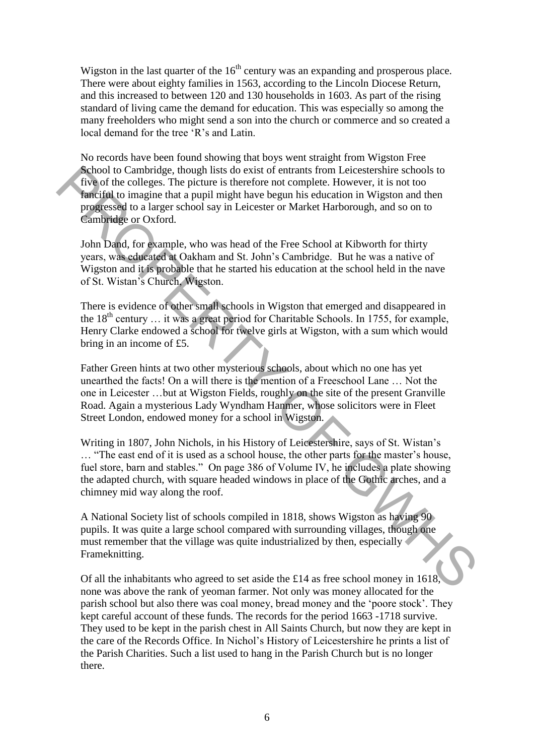Wigston in the last quarter of the $16^{th}$ century was an expanding and prosperous place. There were about eighty families in 1563, according to the Lincoln Diocese Return, and this increased to between 120 and 130 households in 1603. As part of the rising standard of living came the demand for education. This was especially so among the many freeholders who might send a son into the church or commerce and so created a local demand for the tree 'R's and Latin.

No records have been found showing that boys went straight from Wigston Free School to Cambridge, though lists do exist of entrants from Leicestershire schools to five of the colleges. The picture is therefore not complete. However, it is not too fanciful to imagine that a pupil might have begun his education in Wigston and then progressed to a larger school say in Leicester or Market Harborough, and so on to Cambridge or Oxford.

John Dand, for example, who was head of the Free School at Kibworth for thirty years, was educated at Oakham and St. John's Cambridge. But he was a native of Wigston and it is probable that he started his education at the school held in the nave of St. Wistan's Church, Wigston.

There is evidence of other small schools in Wigston that emerged and disappeared in the $18^{th}$ century … it was a great period for Charitable Schools. In 1755, for example, Henry Clarke endowed a school for twelve girls at Wigston, with a sum which would bring in an income of £5.

Father Green hints at two other mysterious schools, about which no one has yet unearthed the facts! On a will there is the mention of a Freeschool Lane … Not the one in Leicester …but at Wigston Fields, roughly on the site of the present Granville Road. Again a mysterious Lady Wyndham Hanmer, whose solicitors were in Fleet Street London, endowed money for a school in Wigston.

Writing in 1807, John Nichols, in his History of Leicestershire, says of St. Wistan's … "The east end of it is used as a school house, the other parts for the master's house, fuel store, barn and stables." On page 386 of Volume IV, he includes a plate showing the adapted church, with square headed windows in place of the Gothic arches, and a chimney mid way along the roof.

A National Society list of schools compiled in 1818, shows Wigston as having 90 pupils. It was quite a large school compared with surrounding villages, though one must remember that the village was quite industrialized by then, especially Frameknitting.

Of all the inhabitants who agreed to set aside the £14 as free school money in 1618, none was above the rank of yeoman farmer. Not only was money allocated for the parish school but also there was coal money, bread money and the 'poore stock'. They kept careful account of these funds. The records for the period 1663 -1718 survive. They used to be kept in the parish chest in All Saints Church, but now they are kept in the care of the Records Office. In Nichol's History of Leicestershire he prints a list of the Parish Charities. Such a list used to hang in the Parish Church but is no longer there.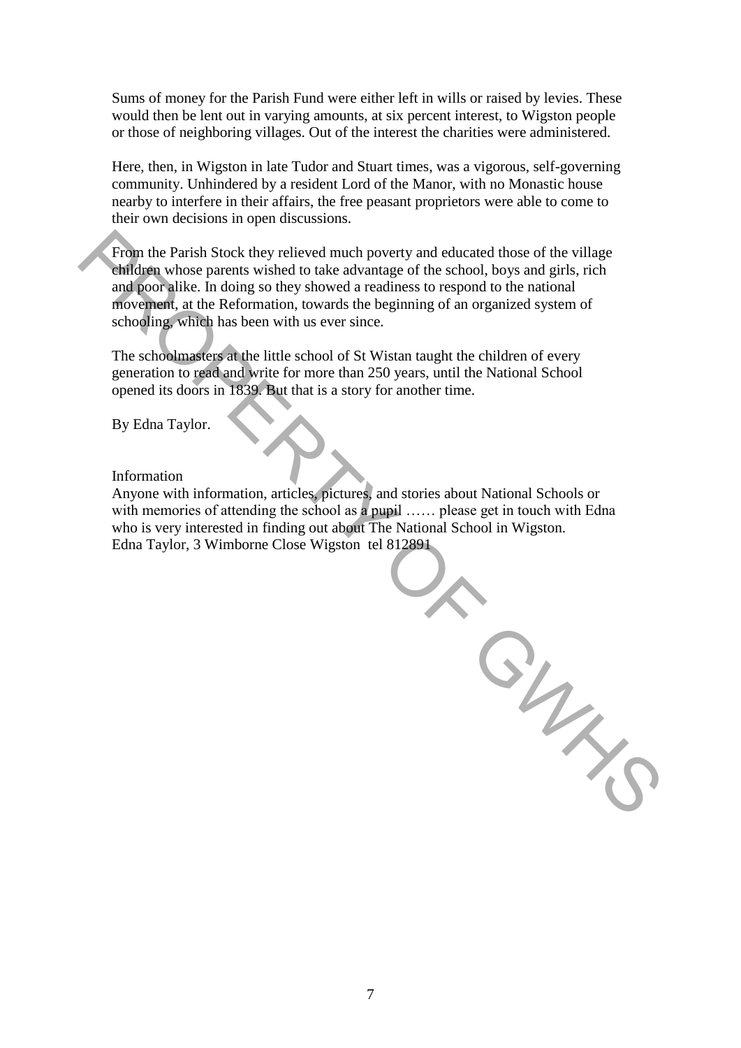Sums of money for the Parish Fund were either left in wills or raised by levies. These would then be lent out in varying amounts, at six percent interest, to Wigston people or those of neighboring villages. Out of the interest the charities were administered.

Here, then, in Wigston in late Tudor and Stuart times, was a vigorous, self-governing community. Unhindered by a resident Lord of the Manor, with no Monastic house nearby to interfere in their affairs, the free peasant proprietors were able to come to their own decisions in open discussions.

From the Parish Stock they relieved much poverty and educated those of the village children whose parents wished to take advantage of the school, boys and girls, rich and poor alike. In doing so they showed a readiness to respond to the national movement, at the Reformation, towards the beginning of an organized system of schooling, which has been with us ever since.

The schoolmasters at the little school of St Wistan taught the children of every generation to read and write for more than 250 years, until the National School opened its doors in 1839. But that is a story for another time.

By Edna Taylor.

Information
Anyone with information, articles, pictures, and stories about National Schools or with memories of attending the school as a pupil …… please get in touch with Edna who is very interested in finding out about The National School in Wigston.
Edna Taylor, 3 Wimborne Close Wigston tel 812891